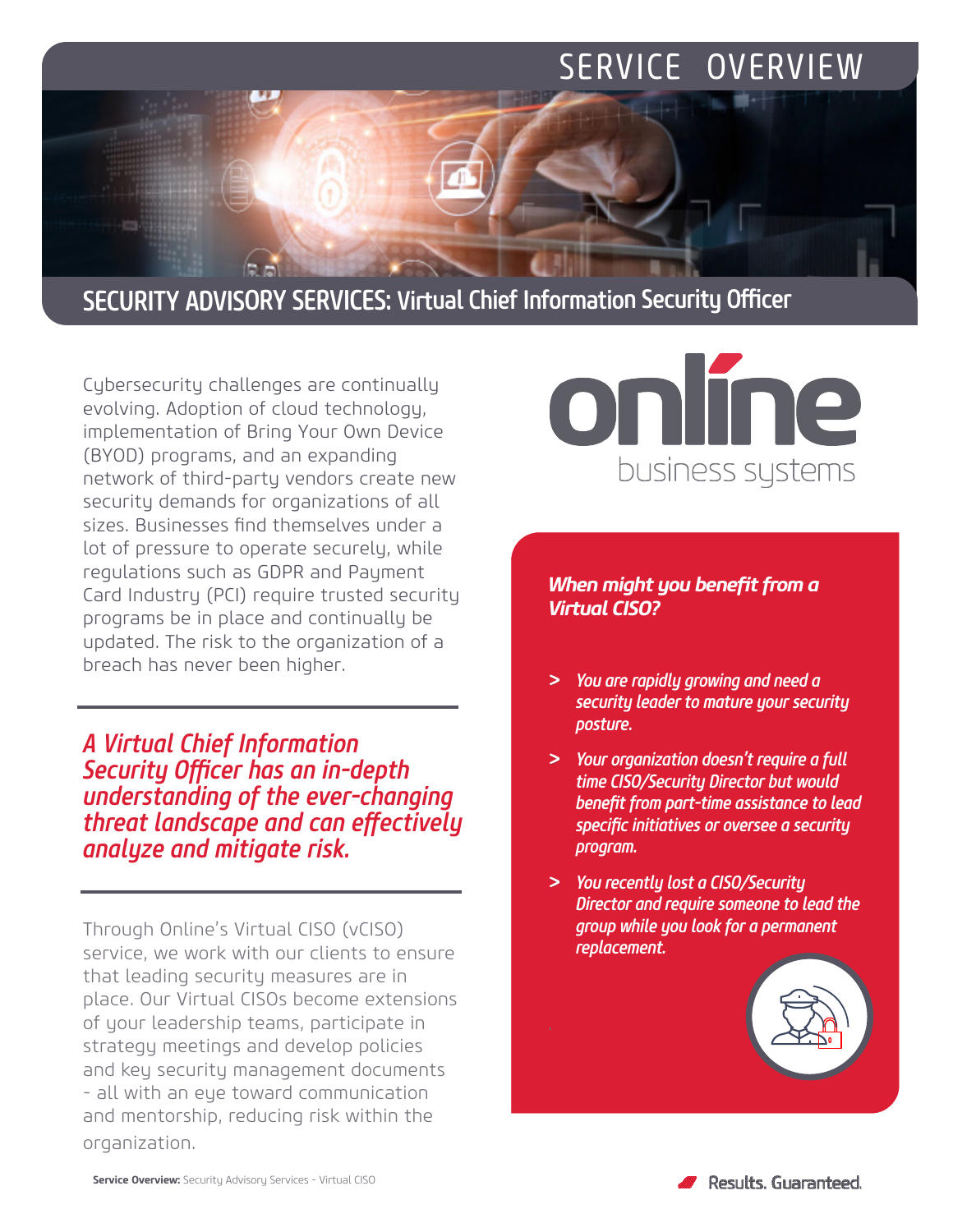# SERVICE OVERVIEW

## SECURITY ADVISORY SERVICES: Virtual Chief Information Security Officer

Cybersecurity challenges are continually evolving. Adoption of cloud technology, implementation of Bring Your Own Device (BYOD) programs, and an expanding network of third-party vendors create new security demands for organizations of all sizes. Businesses find themselves under a lot of pressure to operate securely, while regulations such as GDPR and Payment Card Industry (PCI) require trusted security programs be in place and continually be updated. The risk to the organization of a breach has never been higher.

---

***A Virtual Chief Information Security Officer has an in-depth understanding of the ever-changing threat landscape and can effectively analyze and mitigate risk.***

---

Through Online's Virtual CISO (vCISO) service, we work with our clients to ensure that leading security measures are in place. Our Virtual CISOs become extensions of your leadership teams, participate in strategy meetings and develop policies and key security management documents - all with an eye toward communication and mentorship, reducing risk within the organization.

online business systems

***When might you benefit from a Virtual CISO?***

> *You are rapidly growing and need a security leader to mature your security posture.*

> *Your organization doesn't require a full time CISO/Security Director but would benefit from part-time assistance to lead specific initiatives or oversee a security program.*

> *You recently lost a CISO/Security Director and require someone to lead the group while you look for a permanent replacement.*

Results. Guaranteed.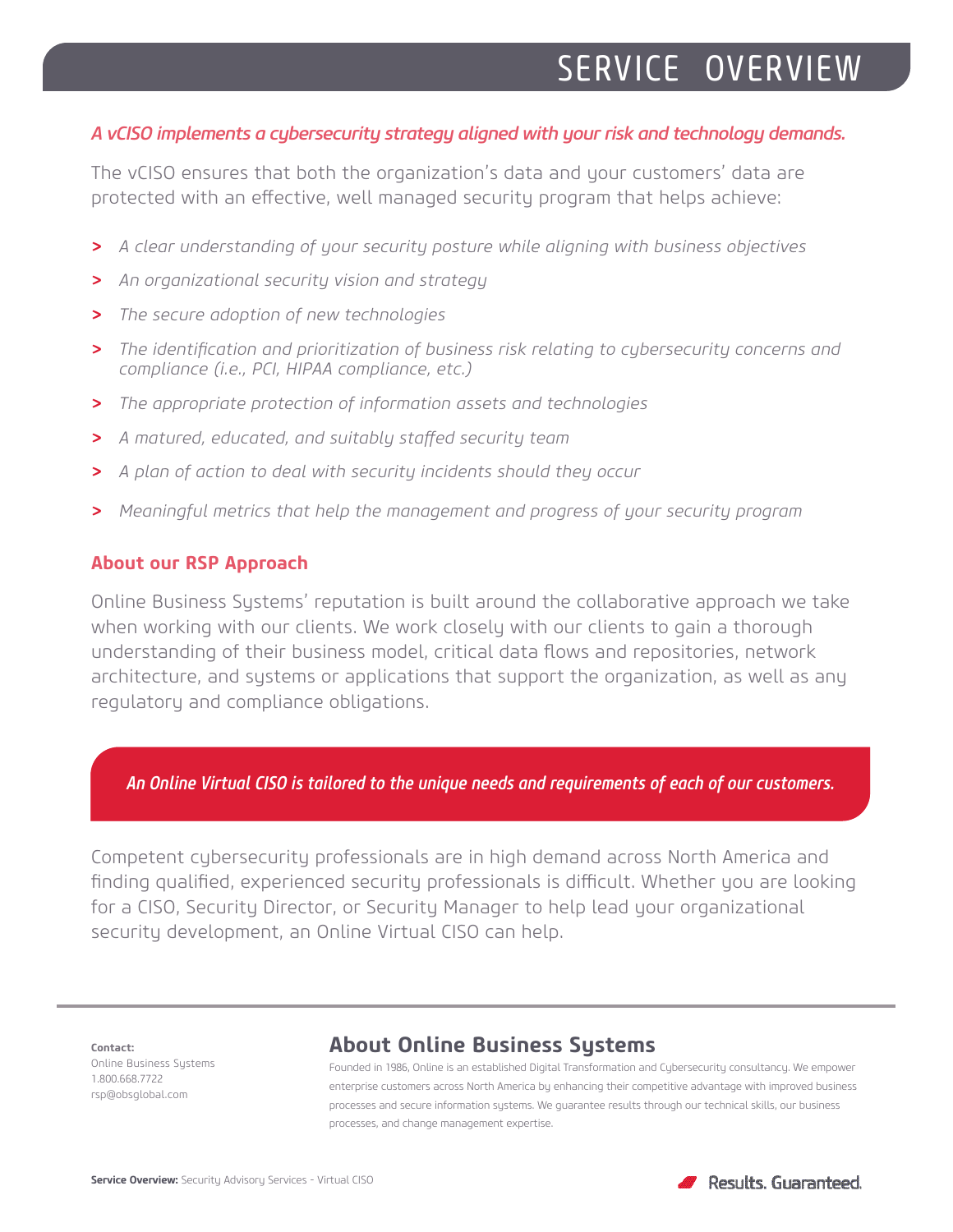# SERVICE OVERVIEW

*A vCISO implements a cybersecurity strategy aligned with your risk and technology demands.*

The vCISO ensures that both the organization's data and your customers' data are protected with an effective, well managed security program that helps achieve:

- *A clear understanding of your security posture while aligning with business objectives*
- *An organizational security vision and strategy*
- *The secure adoption of new technologies*
- *The identification and prioritization of business risk relating to cybersecurity concerns and compliance (i.e., PCI, HIPAA compliance, etc.)*
- *The appropriate protection of information assets and technologies*
- *A matured, educated, and suitably staffed security team*
- *A plan of action to deal with security incidents should they occur*
- *Meaningful metrics that help the management and progress of your security program*

## About our RSP Approach

Online Business Systems' reputation is built around the collaborative approach we take when working with our clients. We work closely with our clients to gain a thorough understanding of their business model, critical data flows and repositories, network architecture, and systems or applications that support the organization, as well as any regulatory and compliance obligations.

***An Online Virtual CISO is tailored to the unique needs and requirements of each of our customers.***

Competent cybersecurity professionals are in high demand across North America and finding qualified, experienced security professionals is difficult. Whether you are looking for a CISO, Security Director, or Security Manager to help lead your organizational security development, an Online Virtual CISO can help.

**Contact:**
Online Business Systems
1.800.668.7722
rsp@obsglobal.com

## About Online Business Systems

Founded in 1986, Online is an established Digital Transformation and Cybersecurity consultancy. We empower enterprise customers across North America by enhancing their competitive advantage with improved business processes and secure information systems. We guarantee results through our technical skills, our business processes, and change management expertise.

**Service Overview:** Security Advisory Services - Virtual CISO

Results. Guaranteed.